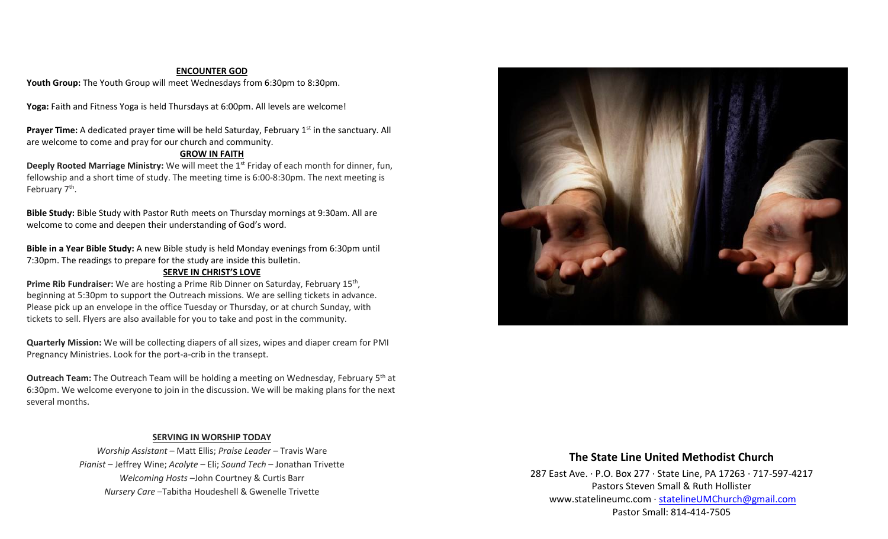## ENCOUNTER GOD

**Youth Group:** The Youth Group will meet Wednesdays from 6:30pm to 8:30pm.

**Yoga:** Faith and Fitness Yoga is held Thursdays at 6:00pm. All levels are welcome!

**Prayer Time:** A dedicated prayer time will be held Saturday, February 1st in the sanctuary. All are welcome to come and pray for our church and community.

## GROW IN FAITH

**Deeply Rooted Marriage Ministry:** We will meet the 1st Friday of each month for dinner, fun, fellowship and a short time of study. The meeting time is 6:00-8:30pm. The next meeting is February 7th.

**Bible Study:** Bible Study with Pastor Ruth meets on Thursday mornings at 9:30am. All are welcome to come and deepen their understanding of God's word.

**Bible in a Year Bible Study:** A new Bible study is held Monday evenings from 6:30pm until 7:30pm. The readings to prepare for the study are inside this bulletin.

## SERVE IN CHRIST'S LOVE

**Prime Rib Fundraiser:** We are hosting a Prime Rib Dinner on Saturday, February 15th, beginning at 5:30pm to support the Outreach missions. We are selling tickets in advance. Please pick up an envelope in the office Tuesday or Thursday, or at church Sunday, with tickets to sell. Flyers are also available for you to take and post in the community.

**Quarterly Mission:** We will be collecting diapers of all sizes, wipes and diaper cream for PMI Pregnancy Ministries. Look for the port-a-crib in the transept.

**Outreach Team:** The Outreach Team will be holding a meeting on Wednesday, February 5th at 6:30pm. We welcome everyone to join in the discussion. We will be making plans for the next several months.

## SERVING IN WORSHIP TODAY

*Worship Assistant* – Matt Ellis; *Praise Leader* – Travis Ware
*Pianist* – Jeffrey Wine; *Acolyte* – Eli; *Sound Tech* – Jonathan Trivette
*Welcoming Hosts* –John Courtney & Curtis Barr
*Nursery Care* –Tabitha Houdeshell & Gwenelle Trivette

## The State Line United Methodist Church

287 East Ave. · P.O. Box 277 · State Line, PA 17263 · 717-597-4217
Pastors Steven Small & Ruth Hollister
www.statelineumc.com · statelineUMChurch@gmail.com
Pastor Small: 814-414-7505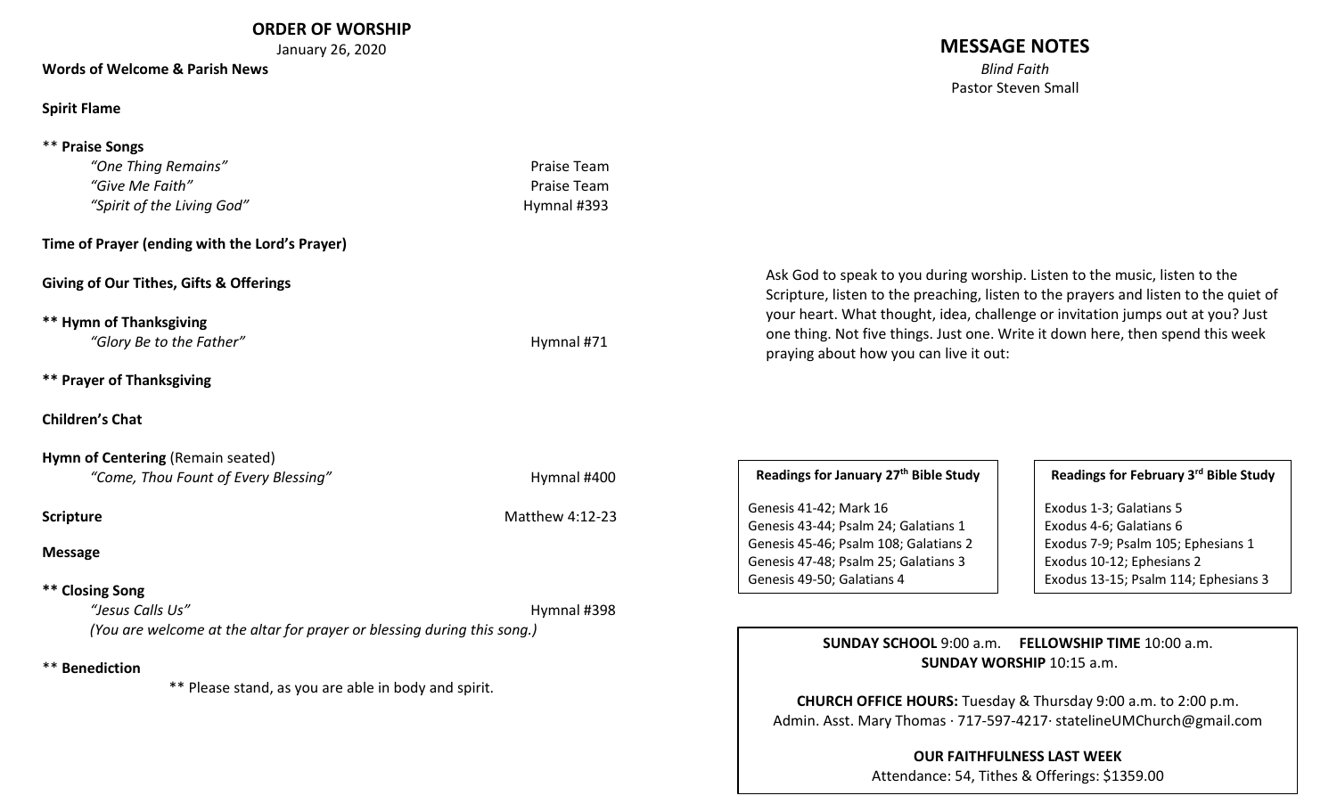## ORDER OF WORSHIP

January 26, 2020

**Words of Welcome & Parish News**

**Spirit Flame**

** **Praise Songs**

*"One Thing Remains"* — Praise Team
*"Give Me Faith"* — Praise Team
*"Spirit of the Living God"* — Hymnal #393

**Time of Prayer (ending with the Lord's Prayer)**

**Giving of Our Tithes, Gifts & Offerings**

** **Hymn of Thanksgiving**

*"Glory Be to the Father"* — Hymnal #71

** **Prayer of Thanksgiving**

**Children's Chat**

**Hymn of Centering** (Remain seated)

*"Come, Thou Fount of Every Blessing"* — Hymnal #400

**Scripture** — Matthew 4:12-23

**Message**

** **Closing Song**

*"Jesus Calls Us"* — Hymnal #398

*(You are welcome at the altar for prayer or blessing during this song.)*

** **Benediction**

** Please stand, as you are able in body and spirit.

## MESSAGE NOTES

*Blind Faith*

Pastor Steven Small

Ask God to speak to you during worship. Listen to the music, listen to the Scripture, listen to the preaching, listen to the prayers and listen to the quiet of your heart. What thought, idea, challenge or invitation jumps out at you? Just one thing. Not five things. Just one. Write it down here, then spend this week praying about how you can live it out:

**Readings for January 27th Bible Study**

Genesis 41-42; Mark 16
Genesis 43-44; Psalm 24; Galatians 1
Genesis 45-46; Psalm 108; Galatians 2
Genesis 47-48; Psalm 25; Galatians 3
Genesis 49-50; Galatians 4

**Readings for February 3rd Bible Study**

Exodus 1-3; Galatians 5
Exodus 4-6; Galatians 6
Exodus 7-9; Psalm 105; Ephesians 1
Exodus 10-12; Ephesians 2
Exodus 13-15; Psalm 114; Ephesians 3

**SUNDAY SCHOOL** 9:00 a.m. **FELLOWSHIP TIME** 10:00 a.m.
**SUNDAY WORSHIP** 10:15 a.m.

**CHURCH OFFICE HOURS:** Tuesday & Thursday 9:00 a.m. to 2:00 p.m.
Admin. Asst. Mary Thomas · 717-597-4217· statelineUMChurch@gmail.com

**OUR FAITHFULNESS LAST WEEK**

Attendance: 54, Tithes & Offerings: $1359.00